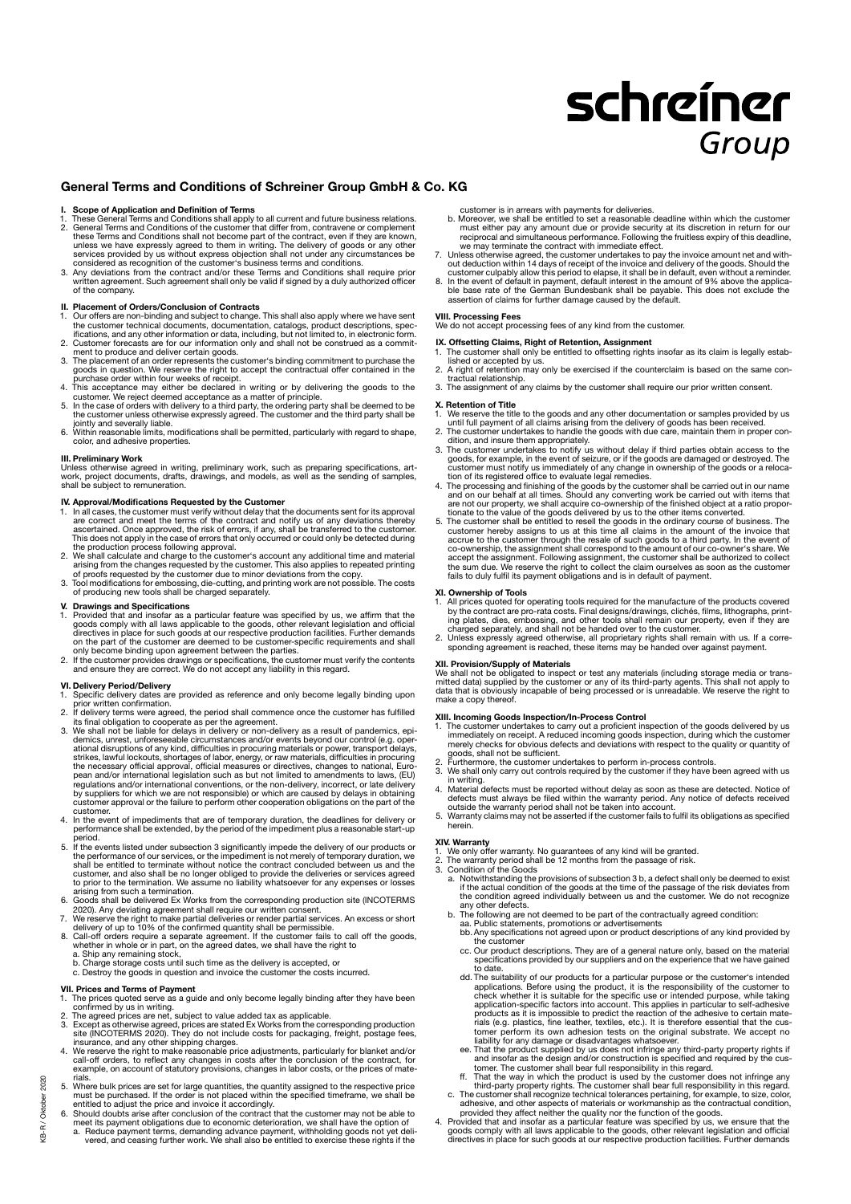# General Terms and Conditions of Schreiner Group GmbH & Co. KG

## I. Scope of Application and Definition of Terms

1. These General Terms and Conditions shall apply to all current and future business relations.
2. General Terms and Conditions of the customer that differ from, contravene or complement these Terms and Conditions shall not become part of the contract, even if they are known, unless we have expressly agreed to them in writing. The delivery of goods or any other services provided by us without express objection shall not under any circumstances be considered as recognition of the customer's business terms and conditions.
3. Any deviations from the contract and/or these Terms and Conditions shall require prior written agreement. Such agreement shall only be valid if signed by a duly authorized officer of the company.

## II. Placement of Orders/Conclusion of Contracts

1. Our offers are non-binding and subject to change. This shall also apply where we have sent the customer technical documents, documentation, catalogs, product descriptions, specifications, and any other information or data, including, but not limited to, in electronic form.
2. Customer forecasts are for our information only and shall not be construed as a commitment to produce and deliver certain goods.
3. The placement of an order represents the customer's binding commitment to purchase the goods in question. We reserve the right to accept the contractual offer contained in the purchase order within four weeks of receipt.
4. This acceptance may either be declared in writing or by delivering the goods to the customer. We reject deemed acceptance as a matter of principle.
5. In the case of orders with delivery to a third party, the ordering party shall be deemed to be the customer unless otherwise expressly agreed. The customer and the third party shall be jointly and severally liable.
6. Within reasonable limits, modifications shall be permitted, particularly with regard to shape, color, and adhesive properties.

## III. Preliminary Work

Unless otherwise agreed in writing, preliminary work, such as preparing specifications, artwork, project documents, drafts, drawings, and models, as well as the sending of samples, shall be subject to remuneration.

## IV. Approval/Modifications Requested by the Customer

1. In all cases, the customer must verify without delay that the documents sent for its approval are correct and meet the terms of the contract and notify us of any deviations thereby ascertained. Once approved, the risk of errors, if any, shall be transferred to the customer. This does not apply in the case of errors that only occurred or could only be detected during the production process following approval.
2. We shall calculate and charge to the customer's account any additional time and material arising from the changes requested by the customer. This also applies to repeated printing of proofs requested by the customer due to minor deviations from the copy.
3. Tool modifications for embossing, die-cutting, and printing work are not possible. The costs of producing new tools shall be charged separately.

## V. Drawings and Specifications

1. Provided that and insofar as a particular feature was specified by us, we affirm that the goods comply with all laws applicable to the goods, other relevant legislation and official directives in place for such goods at our respective production facilities. Further demands on the part of the customer are deemed to be customer-specific requirements and shall only become binding upon agreement between the parties.
2. If the customer provides drawings or specifications, the customer must verify the contents and ensure they are correct. We do not accept any liability in this regard.

## VI. Delivery Period/Delivery

1. Specific delivery dates are provided as reference and only become legally binding upon prior written confirmation.
2. If delivery terms were agreed, the period shall commence once the customer has fulfilled its final obligation to cooperate as per the agreement.
3. We shall not be liable for delays in delivery or non-delivery as a result of pandemics, epidemics, unrest, unforeseeable circumstances and/or events beyond our control (e.g. operational disruptions of any kind, difficulties in procuring materials or power, transport delays, strikes, lawful lockouts, shortages of labor, energy, or raw materials, difficulties in procuring the necessary official approval, official measures or directives, changes to national, European and/or international legislation such as but not limited to amendments to laws, (EU) regulations and/or international conventions, or the non-delivery, incorrect, or late delivery by suppliers for which we are not responsible) or which are caused by delays in obtaining customer approval or the failure to perform other cooperation obligations on the part of the customer.
4. In the event of impediments that are of temporary duration, the deadlines for delivery or performance shall be extended, by the period of the impediment plus a reasonable start-up period.
5. If the events listed under subsection 3 significantly impede the delivery of our products or the performance of our services, or the impediment is not merely of temporary duration, we shall be entitled to terminate without notice the contract concluded between us and the customer, and also shall be no longer obliged to provide the deliveries or services agreed to prior to the termination. We assume no liability whatsoever for any expenses or losses arising from such a termination.
6. Goods shall be delivered Ex Works from the corresponding production site (INCOTERMS 2020). Any deviating agreement shall require our written consent.
7. We reserve the right to make partial deliveries or render partial services. An excess or short delivery of up to 10% of the confirmed quantity shall be permissible.
8. Call-off orders require a separate agreement. If the customer fails to call off the goods, whether in whole or in part, on the agreed dates, we shall have the right to
   a. Ship any remaining stock,
   b. Charge storage costs until such time as the delivery is accepted, or
   c. Destroy the goods in question and invoice the customer the costs incurred.

## VII. Prices and Terms of Payment

1. The prices quoted serve as a guide and only become legally binding after they have been confirmed by us in writing.
2. The agreed prices are net, subject to value added tax as applicable.
3. Except as otherwise agreed, prices are stated Ex Works from the corresponding production site (INCOTERMS 2020). They do not include costs for packaging, freight, postage fees, insurance, and any other shipping charges.
4. We reserve the right to make reasonable price adjustments, particularly for blanket and/or call-off orders, to reflect any changes in costs after the conclusion of the contract, for example, on account of statutory provisions, changes in labor costs, or the prices of materials.
5. Where bulk prices are set for large quantities, the quantity assigned to the respective price must be purchased. If the order is not placed within the specified timeframe, we shall be entitled to adjust the price and invoice it accordingly.
6. Should doubts arise after conclusion of the contract that the customer may not be able to meet its payment obligations due to economic deterioration, we shall have the option of
   a. Reduce payment terms, demanding advance payment, withholding goods not yet delivered, and ceasing further work. We shall also be entitled to exercise these rights if the customer is in arrears with payments for deliveries.
   b. Moreover, we shall be entitled to set a reasonable deadline within which the customer must either pay any amount due or provide security at its discretion in return for our reciprocal and simultaneous performance. Following the fruitless expiry of this deadline, we may terminate the contract with immediate effect.
7. Unless otherwise agreed, the customer undertakes to pay the invoice amount net and without deduction within 14 days of receipt of the invoice and delivery of the goods. Should the customer culpably allow this period to elapse, it shall be in default, even without a reminder.
8. In the event of default in payment, default interest in the amount of 9% above the applicable base rate of the German Bundesbank shall be payable. This does not exclude the assertion of claims for further damage caused by the default.

## VIII. Processing Fees

We do not accept processing fees of any kind from the customer.

## IX. Offsetting Claims, Right of Retention, Assignment

1. The customer shall only be entitled to offsetting rights insofar as its claim is legally established or accepted by us.
2. A right of retention may only be exercised if the counterclaim is based on the same contractual relationship.
3. The assignment of any claims by the customer shall require our prior written consent.

## X. Retention of Title

1. We reserve the title to the goods and any other documentation or samples provided by us until full payment of all claims arising from the delivery of goods has been received.
2. The customer undertakes to handle the goods with due care, maintain them in proper condition, and insure them appropriately.
3. The customer undertakes to notify us without delay if third parties obtain access to the goods, for example, in the event of seizure, or if the goods are damaged or destroyed. The customer must notify us immediately of any change in ownership of the goods or a relocation of its registered office to evaluate legal remedies.
4. The processing and finishing of the goods by the customer shall be carried out in our name and on our behalf at all times. Should any converting work be carried out with items that are not our property, we shall acquire co-ownership of the finished object at a ratio proportionate to the value of the goods delivered by us to the other items converted.
5. The customer shall be entitled to resell the goods in the ordinary course of business. The customer hereby assigns to us at this time all claims in the amount of the invoice that accrue to the customer through the resale of such goods to a third party. In the event of co-ownership, the assignment shall correspond to the amount of our co-owner's share. We accept the assignment. Following assignment, the customer shall be authorized to collect the sum due. We reserve the right to collect the claim ourselves as soon as the customer fails to duly fulfil its payment obligations and is in default of payment.

## XI. Ownership of Tools

1. All prices quoted for operating tools required for the manufacture of the products covered by the contract are pro-rata costs. Final designs/drawings, clichés, films, lithographs, printing plates, dies, embossing, and other tools shall remain our property, even if they are charged separately, and shall not be handed over to the customer.
2. Unless expressly agreed otherwise, all proprietary rights shall remain with us. If a corresponding agreement is reached, these items may be handed over against payment.

## XII. Provision/Supply of Materials

We shall not be obligated to inspect or test any materials (including storage media or transmitted data) supplied by the customer or any of its third-party agents. This shall not apply to data that is obviously incapable of being processed or is unreadable. We reserve the right to make a copy thereof.

## XIII. Incoming Goods Inspection/In-Process Control

1. The customer undertakes to carry out a proficient inspection of the goods delivered by us immediately on receipt. A reduced incoming goods inspection, during which the customer merely checks for obvious defects and deviations with respect to the quality or quantity of goods, shall not be sufficient.
2. Furthermore, the customer undertakes to perform in-process controls.
3. We shall only carry out controls required by the customer if they have been agreed with us in writing.
4. Material defects must be reported without delay as soon as these are detected. Notice of defects must always be filed within the warranty period. Any notice of defects received outside the warranty period shall not be taken into account.
5. Warranty claims may not be asserted if the customer fails to fulfil its obligations as specified herein.

## XIV. Warranty

1. We only offer warranty. No guarantees of any kind will be granted.
2. The warranty period shall be 12 months from the passage of risk.
3. Condition of the Goods
   a. Notwithstanding the provisions of subsection 3 b, a defect shall only be deemed to exist if the actual condition of the goods at the time of the passage of the risk deviates from the condition agreed individually between us and the customer. We do not recognize any other defects.
   b. The following are not deemed to be part of the contractually agreed condition:
      aa. Public statements, promotions or advertisements
      bb. Any specifications not agreed upon or product descriptions of any kind provided by the customer
      cc. Our product descriptions. They are of a general nature only, based on the material specifications provided by our suppliers and on the experience that we have gained to date.
      dd. The suitability of our products for a particular purpose or the customer's intended applications. Before using the product, it is the responsibility of the customer to check whether it is suitable for the specific use or intended purpose, while taking application-specific factors into account. This applies in particular to self-adhesive products as it is impossible to predict the reaction of the adhesive to certain materials (e.g. plastics, fine leather, textiles, etc.). It is therefore essential that the customer perform its own adhesion tests on the original substrate. We accept no liability for any damage or disadvantages whatsoever.
      ee. That the product supplied by us does not infringe any third-party property rights if and insofar as the design and/or construction is specified and required by the customer. The customer shall bear full responsibility in this regard.
      ff. That the way in which the product is used by the customer does not infringe any third-party property rights. The customer shall bear full responsibility in this regard.
   c. The customer shall recognize technical tolerances pertaining, for example, to size, color, adhesive, and other aspects of materials or workmanship as the contractual condition, provided they affect neither the quality nor the function of the goods.
4. Provided that and insofar as a particular feature was specified by us, we ensure that the goods comply with all laws applicable to the goods, other relevant legislation and official directives in place for such goods at our respective production facilities. Further demands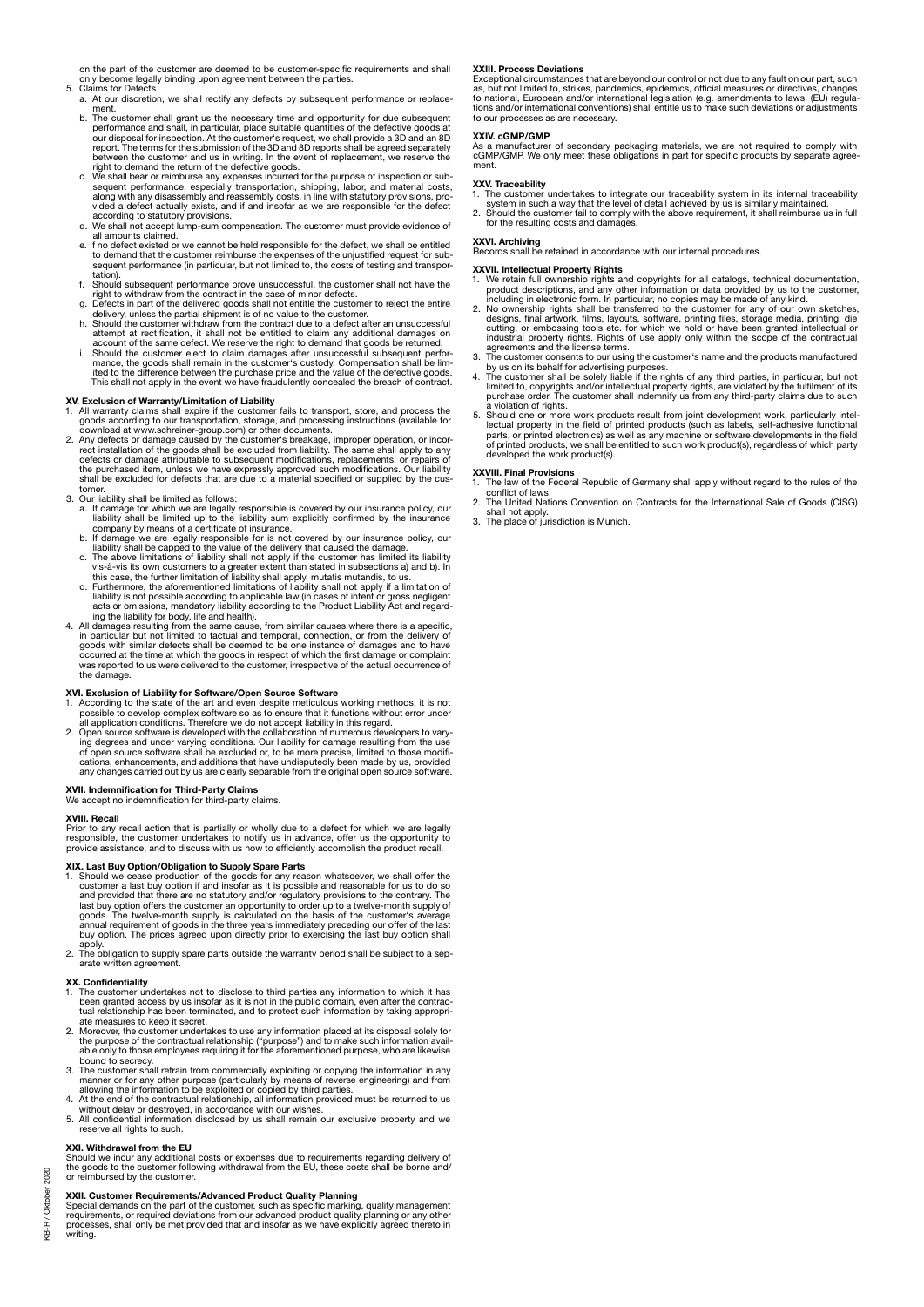on the part of the customer are deemed to be customer-specific requirements and shall only become legally binding upon agreement between the parties.

5. Claims for Defects
   a. At our discretion, we shall rectify any defects by subsequent performance or replacement.
   b. The customer shall grant us the necessary time and opportunity for due subsequent performance and shall, in particular, place suitable quantities of the defective goods at our disposal for inspection. At the customer's request, we shall provide a 3D and an 8D report. The terms for the submission of the 3D and 8D reports shall be agreed separately between the customer and us in writing. In the event of replacement, we reserve the right to demand the return of the defective goods.
   c. We shall bear or reimburse any expenses incurred for the purpose of inspection or subsequent performance, especially transportation, shipping, labor, and material costs, along with any disassembly and reassembly costs, in line with statutory provisions, provided a defect actually exists, and if and insofar as we are responsible for the defect according to statutory provisions.
   d. We shall not accept lump-sum compensation. The customer must provide evidence of all amounts claimed.
   e. f no defect existed or we cannot be held responsible for the defect, we shall be entitled to demand that the customer reimburse the expenses of the unjustified request for subsequent performance (in particular, but not limited to, the costs of testing and transportation).
   f. Should subsequent performance prove unsuccessful, the customer shall not have the right to withdraw from the contract in the case of minor defects.
   g. Defects in part of the delivered goods shall not entitle the customer to reject the entire delivery, unless the partial shipment is of no value to the customer.
   h. Should the customer withdraw from the contract due to a defect after an unsuccessful attempt at rectification, it shall not be entitled to claim any additional damages on account of the same defect. We reserve the right to demand that goods be returned.
   i. Should the customer elect to claim damages after unsuccessful subsequent performance, the goods shall remain in the customer's custody. Compensation shall be limited to the difference between the purchase price and the value of the defective goods. This shall not apply in the event we have fraudulently concealed the breach of contract.

### XV. Exclusion of Warranty/Limitation of Liability

1. All warranty claims shall expire if the customer fails to transport, store, and process the goods according to our transportation, storage, and processing instructions (available for download at www.schreiner-group.com) or other documents.
2. Any defects or damage caused by the customer's breakage, improper operation, or incorrect installation of the goods shall be excluded from liability. The same shall apply to any defects or damage attributable to subsequent modifications, replacements, or repairs of the purchased item, unless we have expressly approved such modifications. Our liability shall be excluded for defects that are due to a material specified or supplied by the customer.
3. Our liability shall be limited as follows:
   a. If damage for which we are legally responsible is covered by our insurance policy, our liability shall be limited up to the liability sum explicitly confirmed by the insurance company by means of a certificate of insurance.
   b. If damage we are legally responsible for is not covered by our insurance policy, our liability shall be capped to the value of the delivery that caused the damage.
   c. The above limitations of liability shall not apply if the customer has limited its liability vis-à-vis its own customers to a greater extent than stated in subsections a) and b). In this case, the further limitation of liability shall apply, mutatis mutandis, to us.
   d. Furthermore, the aforementioned limitations of liability shall not apply if a limitation of liability is not possible according to applicable law (in cases of intent or gross negligent acts or omissions, mandatory liability according to the Product Liability Act and regarding the liability for body, life and health).
4. All damages resulting from the same cause, from similar causes where there is a specific, in particular but not limited to factual and temporal, connection, or from the delivery of goods with similar defects shall be deemed to be one instance of damages and to have occurred at the time at which the goods in respect of which the first damage or complaint was reported to us were delivered to the customer, irrespective of the actual occurrence of the damage.

### XVI. Exclusion of Liability for Software/Open Source Software

1. According to the state of the art and even despite meticulous working methods, it is not possible to develop complex software so as to ensure that it functions without error under all application conditions. Therefore we do not accept liability in this regard.
2. Open source software is developed with the collaboration of numerous developers to varying degrees and under varying conditions. Our liability for damage resulting from the use of open source software shall be excluded or, to be more precise, limited to those modifications, enhancements, and additions that have undisputedly been made by us, provided any changes carried out by us are clearly separable from the original open source software.

### XVII. Indemnification for Third-Party Claims

We accept no indemnification for third-party claims.

### XVIII. Recall

Prior to any recall action that is partially or wholly due to a defect for which we are legally responsible, the customer undertakes to notify us in advance, offer us the opportunity to provide assistance, and to discuss with us how to efficiently accomplish the product recall.

### XIX. Last Buy Option/Obligation to Supply Spare Parts

1. Should we cease production of the goods for any reason whatsoever, we shall offer the customer a last buy option if and insofar as it is possible and reasonable for us to do so and provided that there are no statutory and/or regulatory provisions to the contrary. The last buy option offers the customer an opportunity to order up to a twelve-month supply of goods. The twelve-month supply is calculated on the basis of the customer's average annual requirement of goods in the three years immediately preceding our offer of the last buy option. The prices agreed upon directly prior to exercising the last buy option shall apply.
2. The obligation to supply spare parts outside the warranty period shall be subject to a separate written agreement.

### XX. Confidentiality

1. The customer undertakes not to disclose to third parties any information to which it has been granted access by us insofar as it is not in the public domain, even after the contractual relationship has been terminated, and to protect such information by taking appropriate measures to keep it secret.
2. Moreover, the customer undertakes to use any information placed at its disposal solely for the purpose of the contractual relationship ("purpose") and to make such information available only to those employees requiring it for the aforementioned purpose, who are likewise bound to secrecy.
3. The customer shall refrain from commercially exploiting or copying the information in any manner or for any other purpose (particularly by means of reverse engineering) and from allowing the information to be exploited or copied by third parties.
4. At the end of the contractual relationship, all information provided must be returned to us without delay or destroyed, in accordance with our wishes.
5. All confidential information disclosed by us shall remain our exclusive property and we reserve all rights to such.

### XXI. Withdrawal from the EU

Should we incur any additional costs or expenses due to requirements regarding delivery of the goods to the customer following withdrawal from the EU, these costs shall be borne and/or reimbursed by the customer.

### XXII. Customer Requirements/Advanced Product Quality Planning

Special demands on the part of the customer, such as specific marking, quality management requirements, or required deviations from our advanced product quality planning or any other processes, shall only be met provided that and insofar as we have explicitly agreed thereto in writing.

### XXIII. Process Deviations

Exceptional circumstances that are beyond our control or not due to any fault on our part, such as, but not limited to, strikes, pandemics, epidemics, official measures or directives, changes to national, European and/or international legislation (e.g. amendments to laws, (EU) regulations and/or international conventions) shall entitle us to make such deviations or adjustments to our processes as are necessary.

### XXIV. cGMP/GMP

As a manufacturer of secondary packaging materials, we are not required to comply with cGMP/GMP. We only meet these obligations in part for specific products by separate agreement.

### XXV. Traceability

1. The customer undertakes to integrate our traceability system in its internal traceability system in such a way that the level of detail achieved by us is similarly maintained.
2. Should the customer fail to comply with the above requirement, it shall reimburse us in full for the resulting costs and damages.

### XXVI. Archiving

Records shall be retained in accordance with our internal procedures.

### XXVII. Intellectual Property Rights

1. We retain full ownership rights and copyrights for all catalogs, technical documentation, product descriptions, and any other information or data provided by us to the customer, including in electronic form. In particular, no copies may be made of any kind.
2. No ownership rights shall be transferred to the customer for any of our own sketches, designs, final artwork, films, layouts, software, printing files, storage media, printing, die cutting, or embossing tools etc. for which we hold or have been granted intellectual or industrial property rights. Rights of use apply only within the scope of the contractual agreements and the license terms.
3. The customer consents to our using the customer's name and the products manufactured by us on its behalf for advertising purposes.
4. The customer shall be solely liable if the rights of any third parties, in particular, but not limited to, copyrights and/or intellectual property rights, are violated by the fulfilment of its purchase order. The customer shall indemnify us from any third-party claims due to such a violation of rights.
5. Should one or more work products result from joint development work, particularly intellectual property in the field of printed products (such as labels, self-adhesive functional parts, or printed electronics) as well as any machine or software developments in the field of printed products, we shall be entitled to such work product(s), regardless of which party developed the work product(s).

### XXVIII. Final Provisions

1. The law of the Federal Republic of Germany shall apply without regard to the rules of the conflict of laws.
2. The United Nations Convention on Contracts for the International Sale of Goods (CISG) shall not apply.
3. The place of jurisdiction is Munich.

KB-R / Oktober 2020